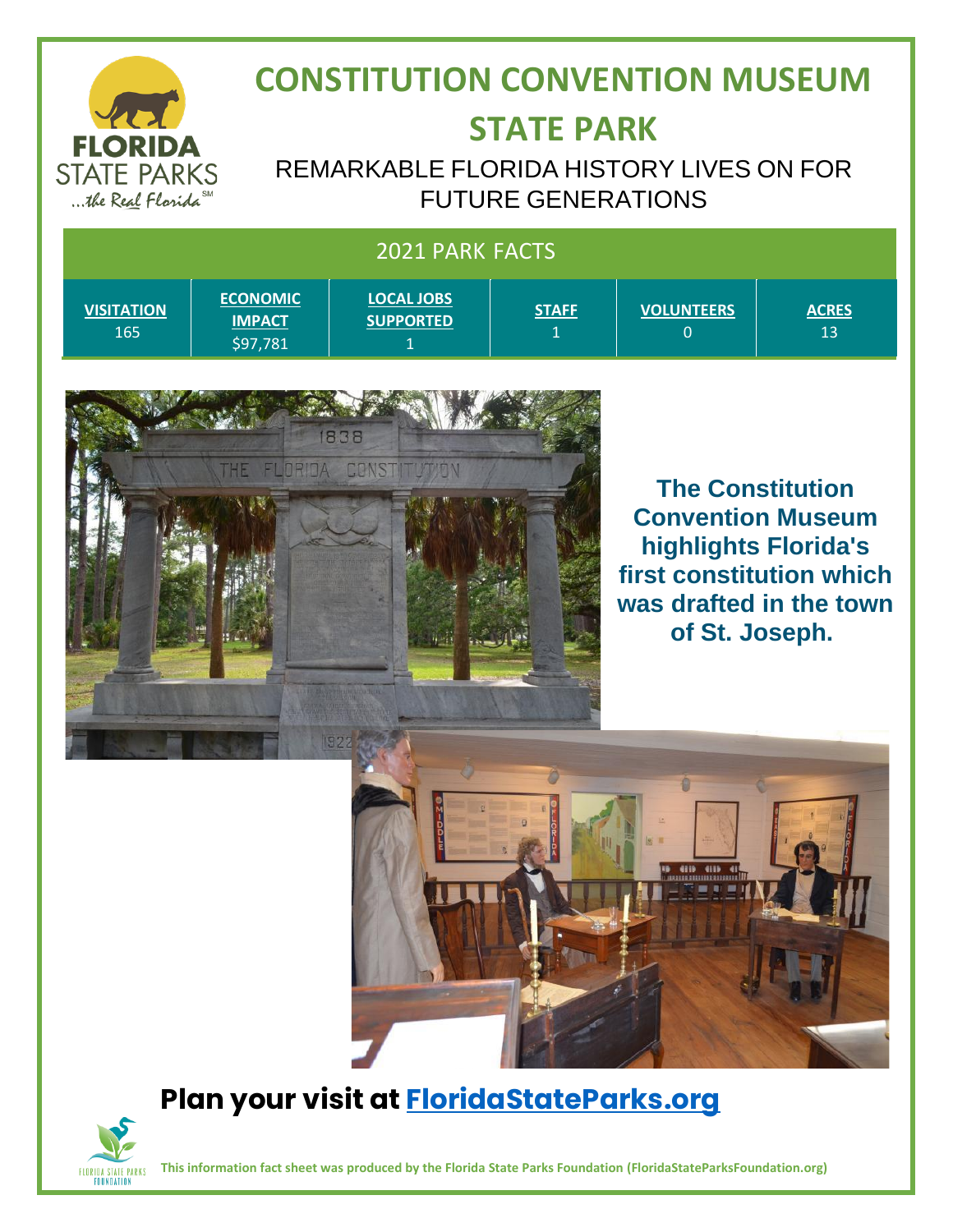# CONSTITUTION CONVENTION MUSEUM STATE PARK

## REMARKABLE FLORIDA HISTORY LIVES ON FOR FUTURE GENERATIONS

| 2021 PARK FACTS | | | | | |
|---|---|---|---|---|---|
| **VISITATION** | **ECONOMIC IMPACT** | **LOCAL JOBS SUPPORTED** | **STAFF** | **VOLUNTEERS** | **ACRES** |
| 165 | $97,781 | 1 | 1 | 0 | 13 |

**The Constitution Convention Museum highlights Florida's first constitution which was drafted in the town of St. Joseph.**

## Plan your visit at [FloridaStateParks.org](FloridaStateParks.org)

**This information fact sheet was produced by the Florida State Parks Foundation (FloridaStateParksFoundation.org)**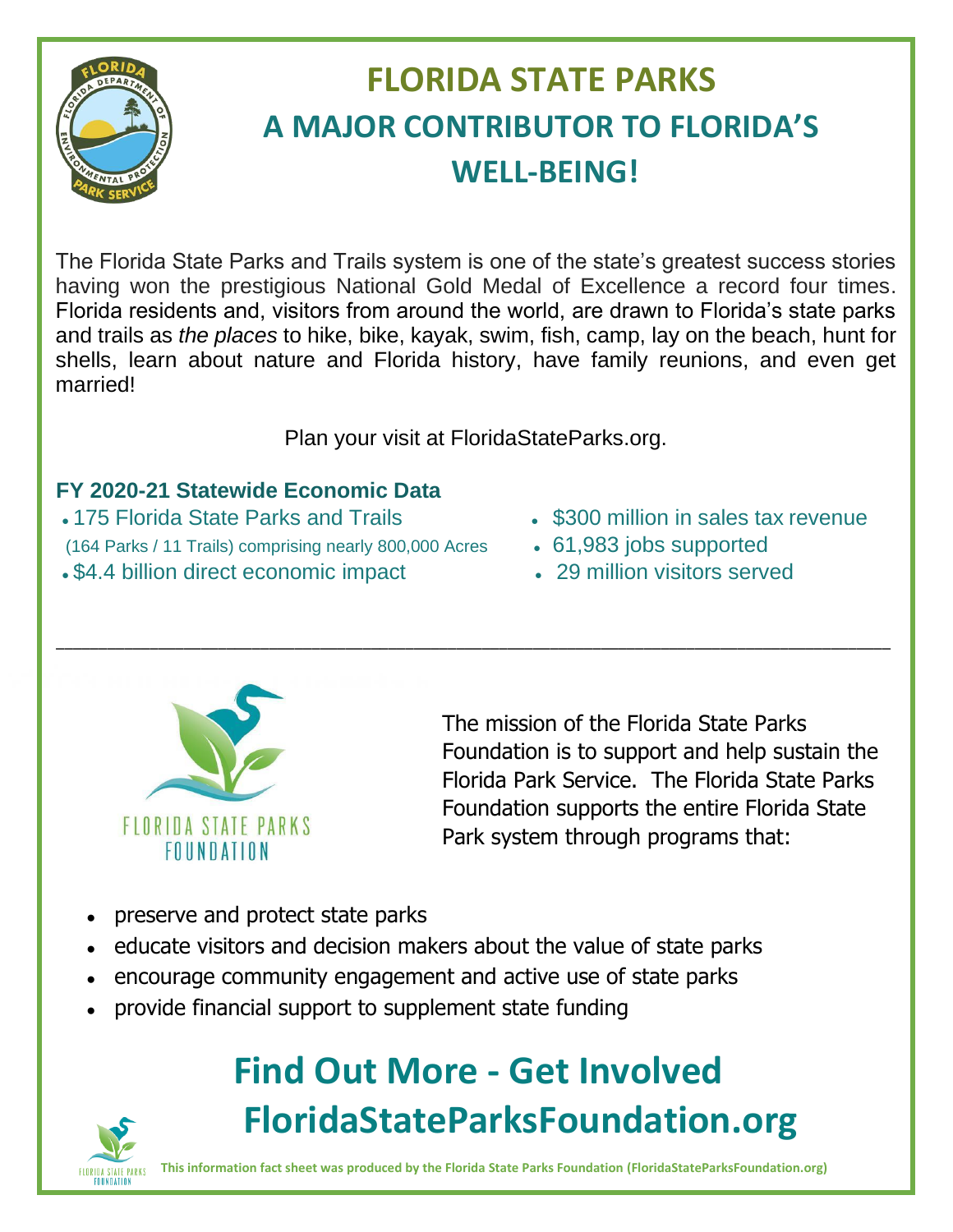# FLORIDA STATE PARKS
# A MAJOR CONTRIBUTOR TO FLORIDA'S WELL-BEING!

The Florida State Parks and Trails system is one of the state's greatest success stories having won the prestigious National Gold Medal of Excellence a record four times. Florida residents and, visitors from around the world, are drawn to Florida's state parks and trails as *the places* to hike, bike, kayak, swim, fish, camp, lay on the beach, hunt for shells, learn about nature and Florida history, have family reunions, and even get married!

Plan your visit at FloridaStateParks.org.

### FY 2020-21 Statewide Economic Data

- 175 Florida State Parks and Trails (164 Parks / 11 Trails) comprising nearly 800,000 Acres
- $4.4 billion direct economic impact
- $300 million in sales tax revenue
- 61,983 jobs supported
- 29 million visitors served

---

FLORIDA STATE PARKS FOUNDATION

The mission of the Florida State Parks Foundation is to support and help sustain the Florida Park Service. The Florida State Parks Foundation supports the entire Florida State Park system through programs that:

- preserve and protect state parks
- educate visitors and decision makers about the value of state parks
- encourage community engagement and active use of state parks
- provide financial support to supplement state funding

## Find Out More - Get Involved
## FloridaStateParksFoundation.org

**This information fact sheet was produced by the Florida State Parks Foundation (FloridaStateParksFoundation.org)**